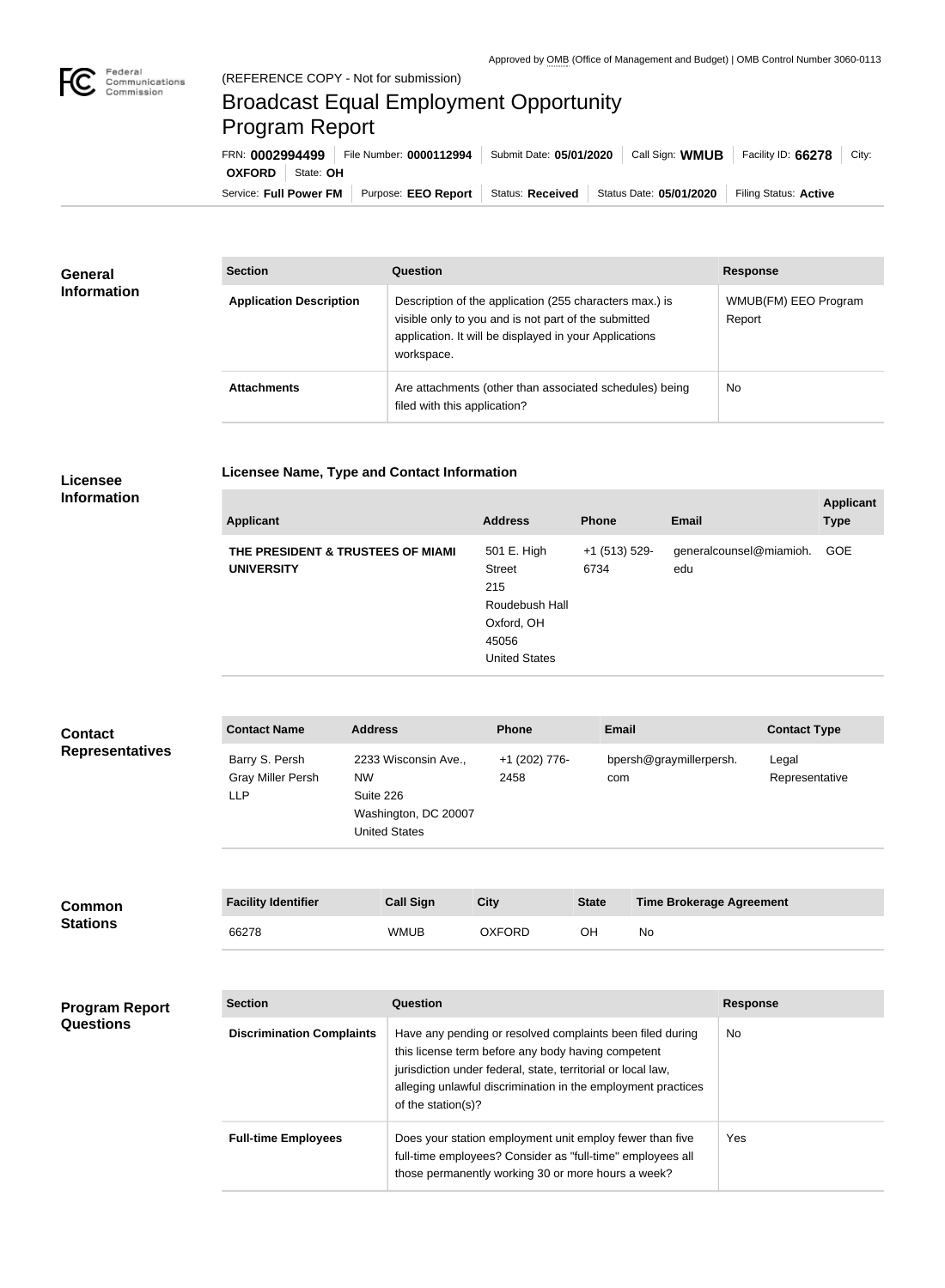Approved by OMB (Office of Management and Budget) | OMB Control Number 3060-0113

(REFERENCE COPY - Not for submission)

# Broadcast Equal Employment Opportunity Program Report

FRN: **0002994499** | File Number: **0000112994** | Submit Date: **05/01/2020** | Call Sign: **WMUB** | Facility ID: **66278** | City: **OXFORD** | State: **OH**

Service: **Full Power FM** | Purpose: **EEO Report** | Status: **Received** | Status Date: **05/01/2020** | Filing Status: **Active**

## General Information

| Section | Question | Response |
| --- | --- | --- |
| **Application Description** | Description of the application (255 characters max.) is visible only to you and is not part of the submitted application. It will be displayed in your Applications workspace. | WMUB(FM) EEO Program Report |
| **Attachments** | Are attachments (other than associated schedules) being filed with this application? | No |

## Licensee Information

### Licensee Name, Type and Contact Information

| Applicant | Address | Phone | Email | Applicant Type |
| --- | --- | --- | --- | --- |
| **THE PRESIDENT & TRUSTEES OF MIAMI UNIVERSITY** | 501 E. High Street 215 Roudebush Hall Oxford, OH 45056 United States | +1 (513) 529-6734 | generalcounsel@miamioh.edu | GOE |

## Contact Representatives

| Contact Name | Address | Phone | Email | Contact Type |
| --- | --- | --- | --- | --- |
| Barry S. Persh Gray Miller Persh LLP | 2233 Wisconsin Ave., NW Suite 226 Washington, DC 20007 United States | +1 (202) 776-2458 | bpersh@graymillerpersh.com | Legal Representative |

## Common Stations

| Facility Identifier | Call Sign | City | State | Time Brokerage Agreement |
| --- | --- | --- | --- | --- |
| 66278 | WMUB | OXFORD | OH | No |

## Program Report Questions

| Section | Question | Response |
| --- | --- | --- |
| **Discrimination Complaints** | Have any pending or resolved complaints been filed during this license term before any body having competent jurisdiction under federal, state, territorial or local law, alleging unlawful discrimination in the employment practices of the station(s)? | No |
| **Full-time Employees** | Does your station employment unit employ fewer than five full-time employees? Consider as "full-time" employees all those permanently working 30 or more hours a week? | Yes |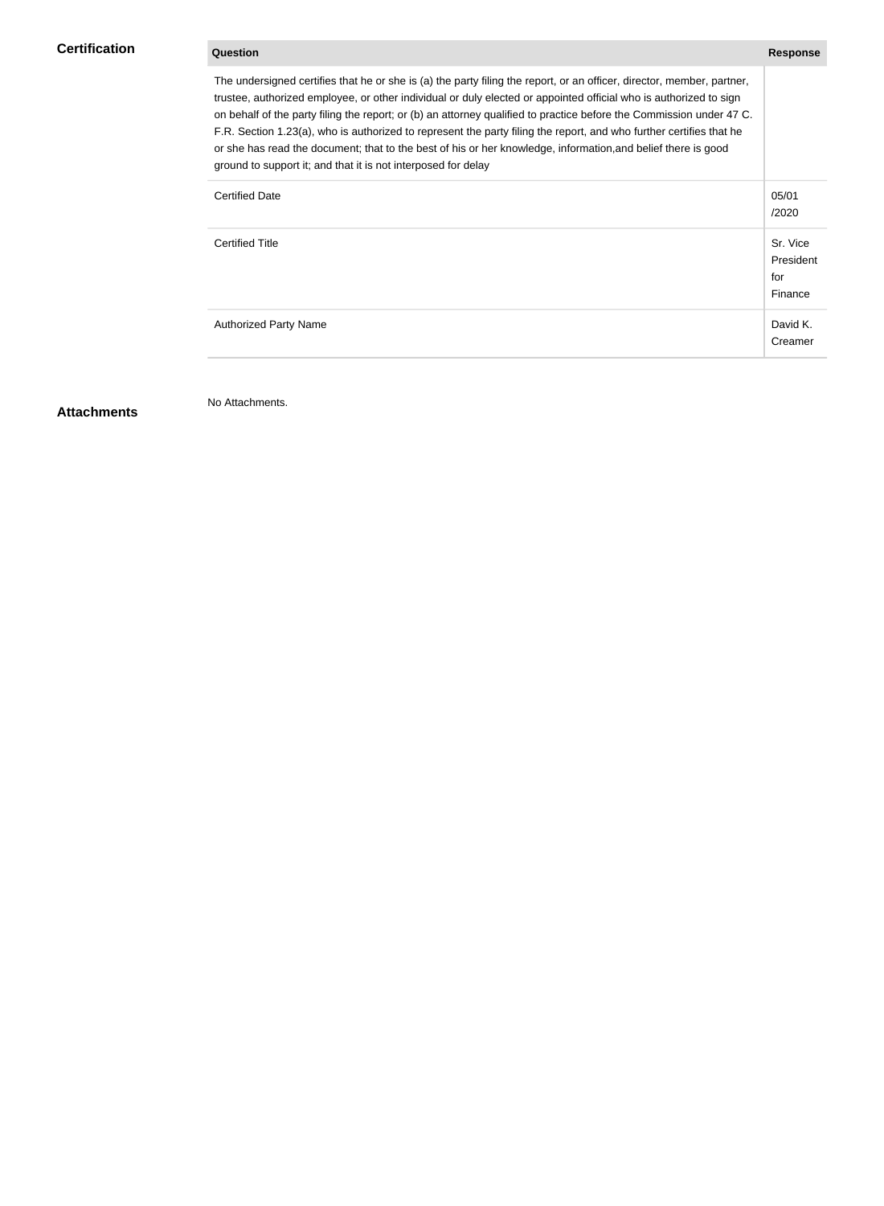## Certification

| Question | Response |
|---|---|
| The undersigned certifies that he or she is (a) the party filing the report, or an officer, director, member, partner, trustee, authorized employee, or other individual or duly elected or appointed official who is authorized to sign on behalf of the party filing the report; or (b) an attorney qualified to practice before the Commission under 47 C.F.R. Section 1.23(a), who is authorized to represent the party filing the report, and who further certifies that he or she has read the document; that to the best of his or her knowledge, information,and belief there is good ground to support it; and that it is not interposed for delay | |
| Certified Date | 05/01/2020 |
| Certified Title | Sr. Vice President for Finance |
| Authorized Party Name | David K. Creamer |

## Attachments

No Attachments.